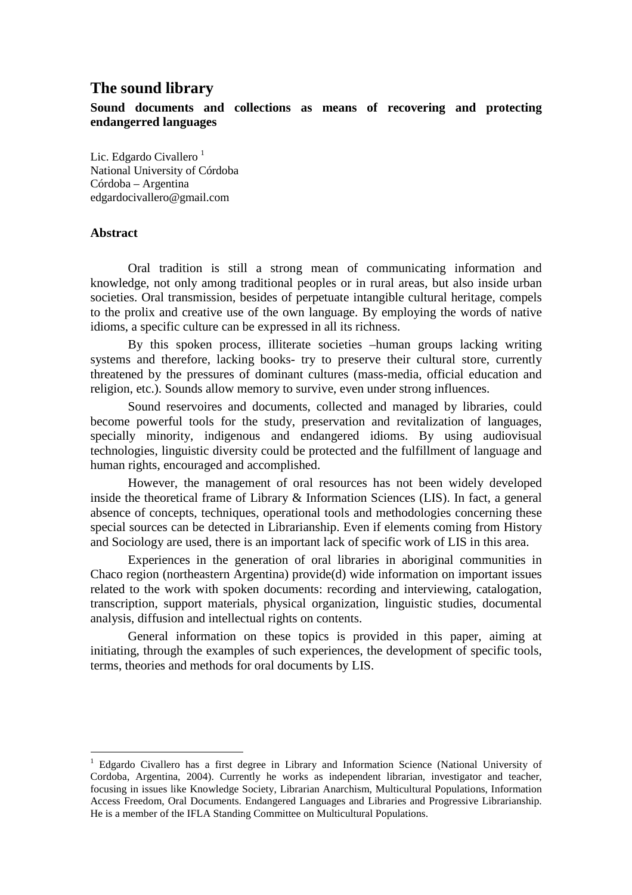# The sound library

**Sound documents and collections as means of recovering and protecting endangerred languages**

Lic. Edgardo Civallero [1]
National University of Córdoba
Córdoba – Argentina
edgardocivallero@gmail.com

## Abstract

Oral tradition is still a strong mean of communicating information and knowledge, not only among traditional peoples or in rural areas, but also inside urban societies. Oral transmission, besides of perpetuate intangible cultural heritage, compels to the prolix and creative use of the own language. By employing the words of native idioms, a specific culture can be expressed in all its richness.

By this spoken process, illiterate societies –human groups lacking writing systems and therefore, lacking books- try to preserve their cultural store, currently threatened by the pressures of dominant cultures (mass-media, official education and religion, etc.). Sounds allow memory to survive, even under strong influences.

Sound reservoires and documents, collected and managed by libraries, could become powerful tools for the study, preservation and revitalization of languages, specially minority, indigenous and endangered idioms. By using audiovisual technologies, linguistic diversity could be protected and the fulfillment of language and human rights, encouraged and accomplished.

However, the management of oral resources has not been widely developed inside the theoretical frame of Library & Information Sciences (LIS). In fact, a general absence of concepts, techniques, operational tools and methodologies concerning these special sources can be detected in Librarianship. Even if elements coming from History and Sociology are used, there is an important lack of specific work of LIS in this area.

Experiences in the generation of oral libraries in aboriginal communities in Chaco region (northeastern Argentina) provide(d) wide information on important issues related to the work with spoken documents: recording and interviewing, catalogation, transcription, support materials, physical organization, linguistic studies, documental analysis, diffusion and intellectual rights on contents.

General information on these topics is provided in this paper, aiming at initiating, through the examples of such experiences, the development of specific tools, terms, theories and methods for oral documents by LIS.

---

[1] Edgardo Civallero has a first degree in Library and Information Science (National University of Cordoba, Argentina, 2004). Currently he works as independent librarian, investigator and teacher, focusing in issues like Knowledge Society, Librarian Anarchism, Multicultural Populations, Information Access Freedom, Oral Documents. Endangered Languages and Libraries and Progressive Librarianship. He is a member of the IFLA Standing Committee on Multicultural Populations.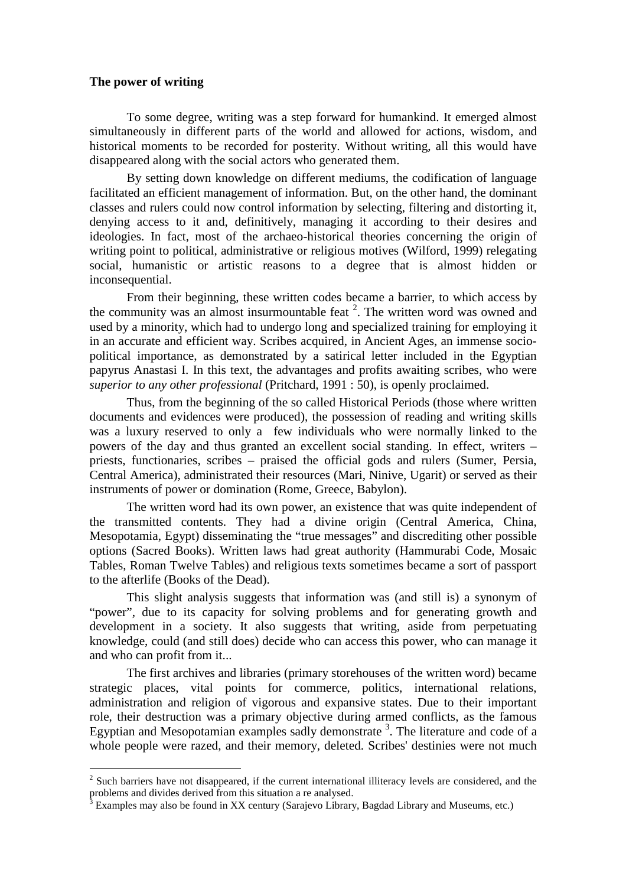**The power of writing**

To some degree, writing was a step forward for humankind. It emerged almost simultaneously in different parts of the world and allowed for actions, wisdom, and historical moments to be recorded for posterity. Without writing, all this would have disappeared along with the social actors who generated them.

By setting down knowledge on different mediums, the codification of language facilitated an efficient management of information. But, on the other hand, the dominant classes and rulers could now control information by selecting, filtering and distorting it, denying access to it and, definitively, managing it according to their desires and ideologies. In fact, most of the archaeo-historical theories concerning the origin of writing point to political, administrative or religious motives (Wilford, 1999) relegating social, humanistic or artistic reasons to a degree that is almost hidden or inconsequential.

From their beginning, these written codes became a barrier, to which access by the community was an almost insurmountable feat [2]. The written word was owned and used by a minority, which had to undergo long and specialized training for employing it in an accurate and efficient way. Scribes acquired, in Ancient Ages, an immense socio-political importance, as demonstrated by a satirical letter included in the Egyptian papyrus Anastasi I. In this text, the advantages and profits awaiting scribes, who were *superior to any other professional* (Pritchard, 1991 : 50), is openly proclaimed.

Thus, from the beginning of the so called Historical Periods (those where written documents and evidences were produced), the possession of reading and writing skills was a luxury reserved to only a few individuals who were normally linked to the powers of the day and thus granted an excellent social standing. In effect, writers – priests, functionaries, scribes – praised the official gods and rulers (Sumer, Persia, Central America), administrated their resources (Mari, Ninive, Ugarit) or served as their instruments of power or domination (Rome, Greece, Babylon).

The written word had its own power, an existence that was quite independent of the transmitted contents. They had a divine origin (Central America, China, Mesopotamia, Egypt) disseminating the "true messages" and discrediting other possible options (Sacred Books). Written laws had great authority (Hammurabi Code, Mosaic Tables, Roman Twelve Tables) and religious texts sometimes became a sort of passport to the afterlife (Books of the Dead).

This slight analysis suggests that information was (and still is) a synonym of "power", due to its capacity for solving problems and for generating growth and development in a society. It also suggests that writing, aside from perpetuating knowledge, could (and still does) decide who can access this power, who can manage it and who can profit from it...

The first archives and libraries (primary storehouses of the written word) became strategic places, vital points for commerce, politics, international relations, administration and religion of vigorous and expansive states. Due to their important role, their destruction was a primary objective during armed conflicts, as the famous Egyptian and Mesopotamian examples sadly demonstrate [3]. The literature and code of a whole people were razed, and their memory, deleted. Scribes' destinies were not much

---

[2] Such barriers have not disappeared, if the current international illiteracy levels are considered, and the problems and divides derived from this situation a re analysed.

[3] Examples may also be found in XX century (Sarajevo Library, Bagdad Library and Museums, etc.)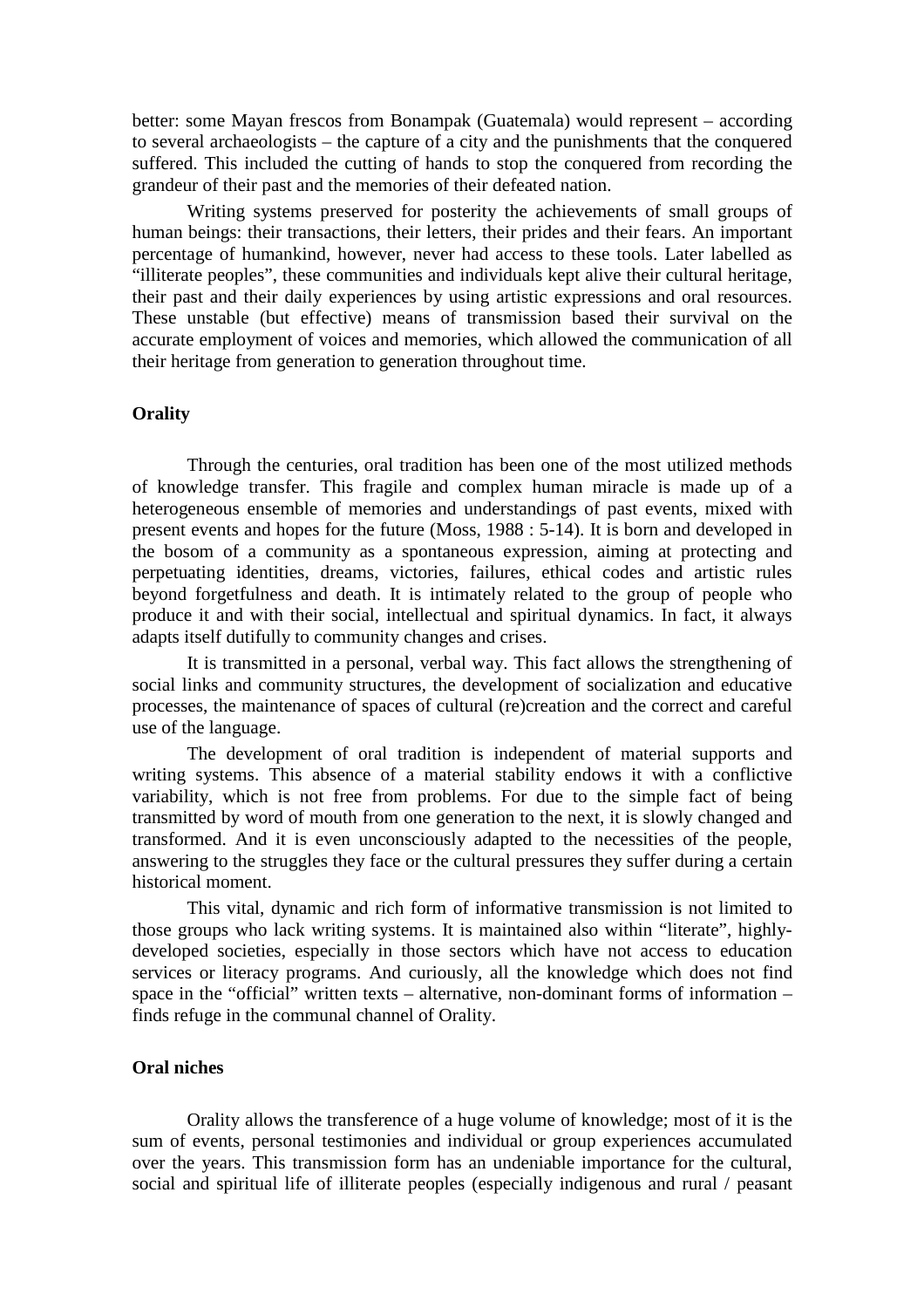better: some Mayan frescos from Bonampak (Guatemala) would represent – according to several archaeologists – the capture of a city and the punishments that the conquered suffered. This included the cutting of hands to stop the conquered from recording the grandeur of their past and the memories of their defeated nation.

Writing systems preserved for posterity the achievements of small groups of human beings: their transactions, their letters, their prides and their fears. An important percentage of humankind, however, never had access to these tools. Later labelled as "illiterate peoples", these communities and individuals kept alive their cultural heritage, their past and their daily experiences by using artistic expressions and oral resources. These unstable (but effective) means of transmission based their survival on the accurate employment of voices and memories, which allowed the communication of all their heritage from generation to generation throughout time.

## Orality

Through the centuries, oral tradition has been one of the most utilized methods of knowledge transfer. This fragile and complex human miracle is made up of a heterogeneous ensemble of memories and understandings of past events, mixed with present events and hopes for the future (Moss, 1988 : 5-14). It is born and developed in the bosom of a community as a spontaneous expression, aiming at protecting and perpetuating identities, dreams, victories, failures, ethical codes and artistic rules beyond forgetfulness and death. It is intimately related to the group of people who produce it and with their social, intellectual and spiritual dynamics. In fact, it always adapts itself dutifully to community changes and crises.

It is transmitted in a personal, verbal way. This fact allows the strengthening of social links and community structures, the development of socialization and educative processes, the maintenance of spaces of cultural (re)creation and the correct and careful use of the language.

The development of oral tradition is independent of material supports and writing systems. This absence of a material stability endows it with a conflictive variability, which is not free from problems. For due to the simple fact of being transmitted by word of mouth from one generation to the next, it is slowly changed and transformed. And it is even unconsciously adapted to the necessities of the people, answering to the struggles they face or the cultural pressures they suffer during a certain historical moment.

This vital, dynamic and rich form of informative transmission is not limited to those groups who lack writing systems. It is maintained also within "literate", highly-developed societies, especially in those sectors which have not access to education services or literacy programs. And curiously, all the knowledge which does not find space in the "official" written texts – alternative, non-dominant forms of information – finds refuge in the communal channel of Orality.

## Oral niches

Orality allows the transference of a huge volume of knowledge; most of it is the sum of events, personal testimonies and individual or group experiences accumulated over the years. This transmission form has an undeniable importance for the cultural, social and spiritual life of illiterate peoples (especially indigenous and rural / peasant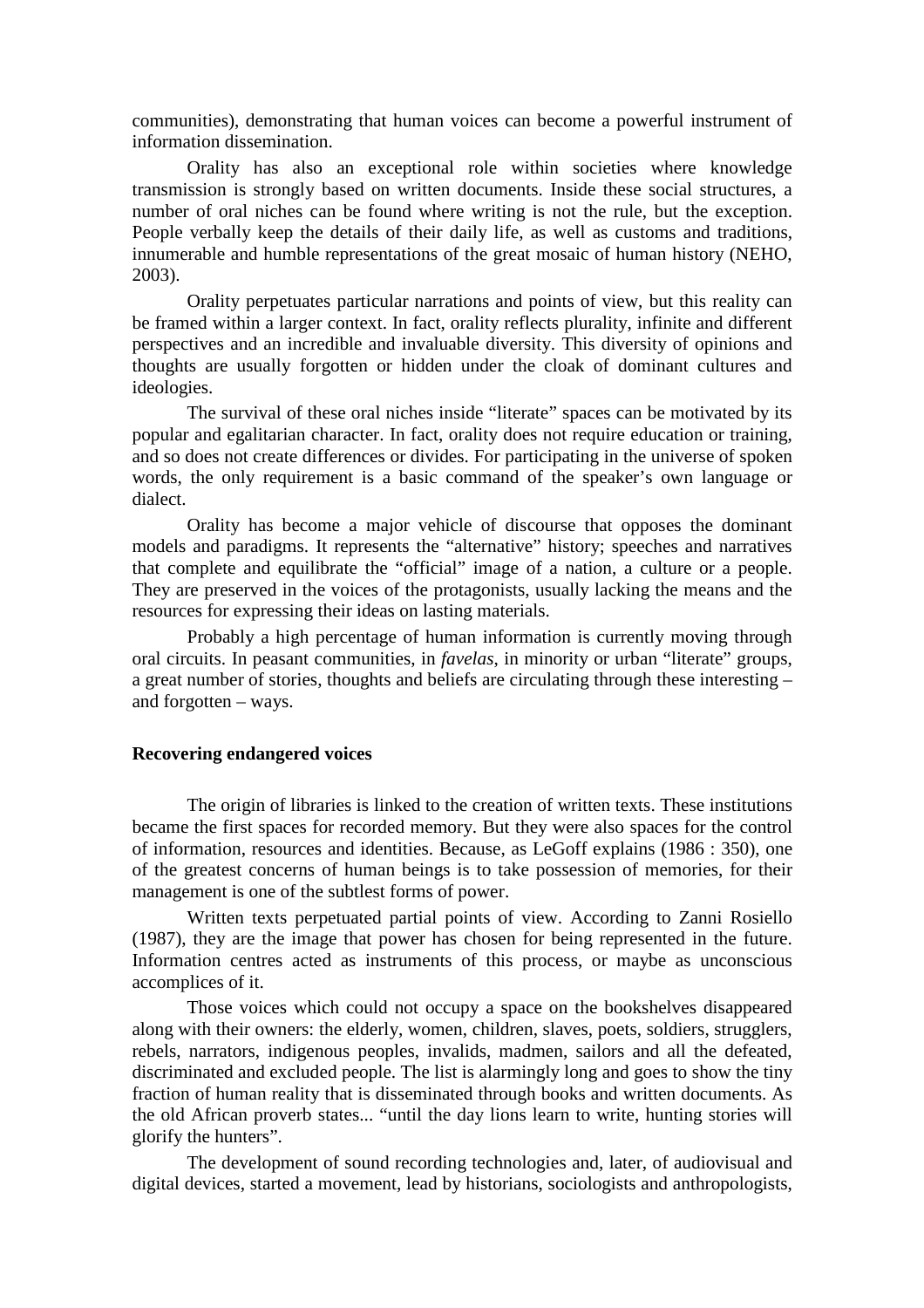communities), demonstrating that human voices can become a powerful instrument of information dissemination.

Orality has also an exceptional role within societies where knowledge transmission is strongly based on written documents. Inside these social structures, a number of oral niches can be found where writing is not the rule, but the exception. People verbally keep the details of their daily life, as well as customs and traditions, innumerable and humble representations of the great mosaic of human history (NEHO, 2003).

Orality perpetuates particular narrations and points of view, but this reality can be framed within a larger context. In fact, orality reflects plurality, infinite and different perspectives and an incredible and invaluable diversity. This diversity of opinions and thoughts are usually forgotten or hidden under the cloak of dominant cultures and ideologies.

The survival of these oral niches inside "literate" spaces can be motivated by its popular and egalitarian character. In fact, orality does not require education or training, and so does not create differences or divides. For participating in the universe of spoken words, the only requirement is a basic command of the speaker's own language or dialect.

Orality has become a major vehicle of discourse that opposes the dominant models and paradigms. It represents the "alternative" history; speeches and narratives that complete and equilibrate the "official" image of a nation, a culture or a people. They are preserved in the voices of the protagonists, usually lacking the means and the resources for expressing their ideas on lasting materials.

Probably a high percentage of human information is currently moving through oral circuits. In peasant communities, in *favelas*, in minority or urban "literate" groups, a great number of stories, thoughts and beliefs are circulating through these interesting – and forgotten – ways.

**Recovering endangered voices**

The origin of libraries is linked to the creation of written texts. These institutions became the first spaces for recorded memory. But they were also spaces for the control of information, resources and identities. Because, as LeGoff explains (1986 : 350), one of the greatest concerns of human beings is to take possession of memories, for their management is one of the subtlest forms of power.

Written texts perpetuated partial points of view. According to Zanni Rosiello (1987), they are the image that power has chosen for being represented in the future. Information centres acted as instruments of this process, or maybe as unconscious accomplices of it.

Those voices which could not occupy a space on the bookshelves disappeared along with their owners: the elderly, women, children, slaves, poets, soldiers, strugglers, rebels, narrators, indigenous peoples, invalids, madmen, sailors and all the defeated, discriminated and excluded people. The list is alarmingly long and goes to show the tiny fraction of human reality that is disseminated through books and written documents. As the old African proverb states... "until the day lions learn to write, hunting stories will glorify the hunters".

The development of sound recording technologies and, later, of audiovisual and digital devices, started a movement, lead by historians, sociologists and anthropologists,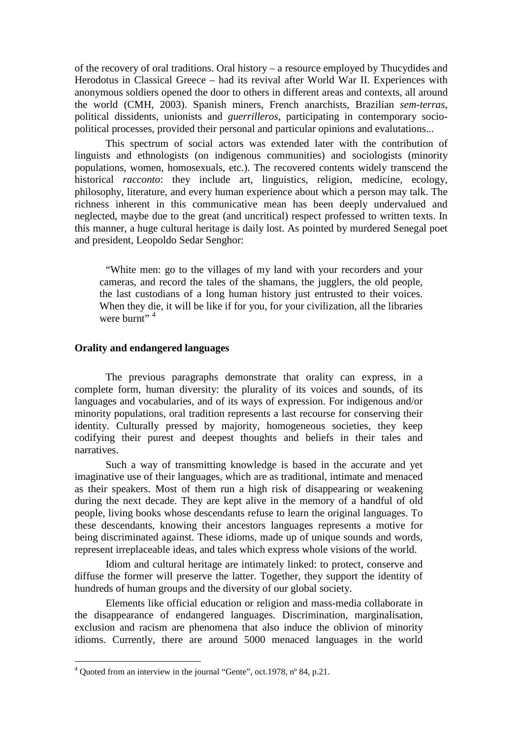of the recovery of oral traditions. Oral history – a resource employed by Thucydides and Herodotus in Classical Greece – had its revival after World War II. Experiences with anonymous soldiers opened the door to others in different areas and contexts, all around the world (CMH, 2003). Spanish miners, French anarchists, Brazilian *sem-terras*, political dissidents, unionists and *guerrilleros*, participating in contemporary socio-political processes, provided their personal and particular opinions and evalutations...

This spectrum of social actors was extended later with the contribution of linguists and ethnologists (on indigenous communities) and sociologists (minority populations, women, homosexuals, etc.). The recovered contents widely transcend the historical *racconto*: they include art, linguistics, religion, medicine, ecology, philosophy, literature, and every human experience about which a person may talk. The richness inherent in this communicative mean has been deeply undervalued and neglected, maybe due to the great (and uncritical) respect professed to written texts. In this manner, a huge cultural heritage is daily lost. As pointed by murdered Senegal poet and president, Leopoldo Sedar Senghor:

> "White men: go to the villages of my land with your recorders and your cameras, and record the tales of the shamans, the jugglers, the old people, the last custodians of a long human history just entrusted to their voices. When they die, it will be like if for you, for your civilization, all the libraries were burnt" [4]

**Orality and endangered languages**

The previous paragraphs demonstrate that orality can express, in a complete form, human diversity: the plurality of its voices and sounds, of its languages and vocabularies, and of its ways of expression. For indigenous and/or minority populations, oral tradition represents a last recourse for conserving their identity. Culturally pressed by majority, homogeneous societies, they keep codifying their purest and deepest thoughts and beliefs in their tales and narratives.

Such a way of transmitting knowledge is based in the accurate and yet imaginative use of their languages, which are as traditional, intimate and menaced as their speakers. Most of them run a high risk of disappearing or weakening during the next decade. They are kept alive in the memory of a handful of old people, living books whose descendants refuse to learn the original languages. To these descendants, knowing their ancestors languages represents a motive for being discriminated against. These idioms, made up of unique sounds and words, represent irreplaceable ideas, and tales which express whole visions of the world.

Idiom and cultural heritage are intimately linked: to protect, conserve and diffuse the former will preserve the latter. Together, they support the identity of hundreds of human groups and the diversity of our global society.

Elements like official education or religion and mass-media collaborate in the disappearance of endangered languages. Discrimination, marginalisation, exclusion and racism are phenomena that also induce the oblivion of minority idioms. Currently, there are around 5000 menaced languages in the world

[4] Quoted from an interview in the journal "Gente", oct.1978, nº 84, p.21.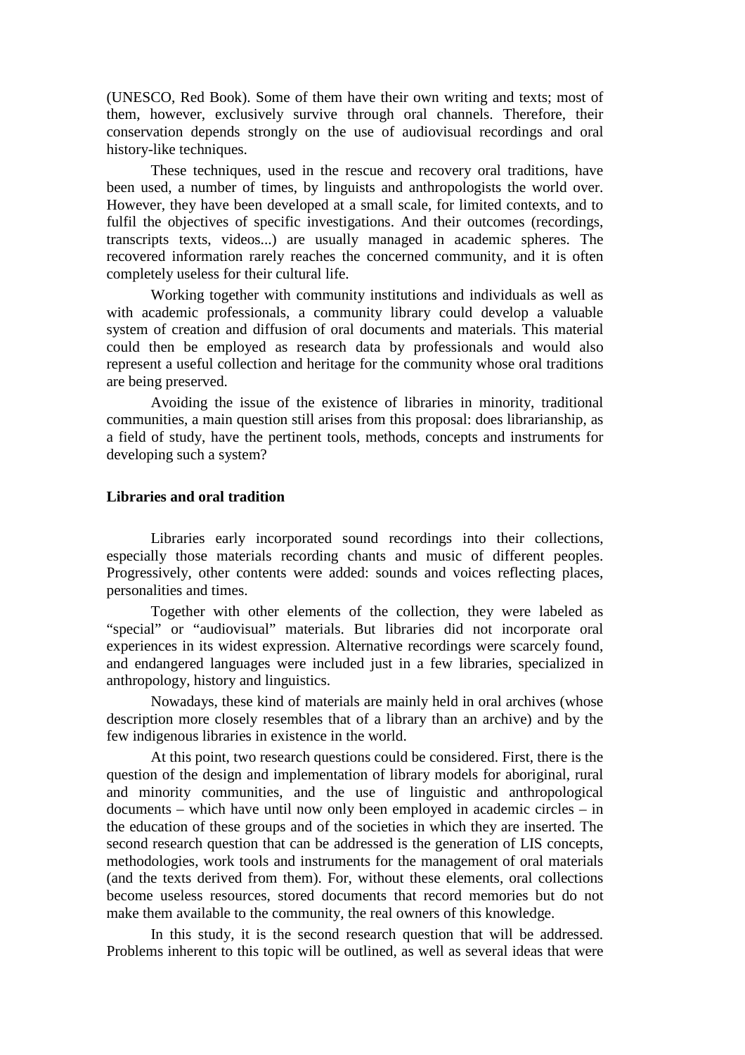(UNESCO, Red Book). Some of them have their own writing and texts; most of them, however, exclusively survive through oral channels. Therefore, their conservation depends strongly on the use of audiovisual recordings and oral history-like techniques.

These techniques, used in the rescue and recovery oral traditions, have been used, a number of times, by linguists and anthropologists the world over. However, they have been developed at a small scale, for limited contexts, and to fulfil the objectives of specific investigations. And their outcomes (recordings, transcripts texts, videos...) are usually managed in academic spheres. The recovered information rarely reaches the concerned community, and it is often completely useless for their cultural life.

Working together with community institutions and individuals as well as with academic professionals, a community library could develop a valuable system of creation and diffusion of oral documents and materials. This material could then be employed as research data by professionals and would also represent a useful collection and heritage for the community whose oral traditions are being preserved.

Avoiding the issue of the existence of libraries in minority, traditional communities, a main question still arises from this proposal: does librarianship, as a field of study, have the pertinent tools, methods, concepts and instruments for developing such a system?

## Libraries and oral tradition

Libraries early incorporated sound recordings into their collections, especially those materials recording chants and music of different peoples. Progressively, other contents were added: sounds and voices reflecting places, personalities and times.

Together with other elements of the collection, they were labeled as "special" or "audiovisual" materials. But libraries did not incorporate oral experiences in its widest expression. Alternative recordings were scarcely found, and endangered languages were included just in a few libraries, specialized in anthropology, history and linguistics.

Nowadays, these kind of materials are mainly held in oral archives (whose description more closely resembles that of a library than an archive) and by the few indigenous libraries in existence in the world.

At this point, two research questions could be considered. First, there is the question of the design and implementation of library models for aboriginal, rural and minority communities, and the use of linguistic and anthropological documents – which have until now only been employed in academic circles – in the education of these groups and of the societies in which they are inserted. The second research question that can be addressed is the generation of LIS concepts, methodologies, work tools and instruments for the management of oral materials (and the texts derived from them). For, without these elements, oral collections become useless resources, stored documents that record memories but do not make them available to the community, the real owners of this knowledge.

In this study, it is the second research question that will be addressed. Problems inherent to this topic will be outlined, as well as several ideas that were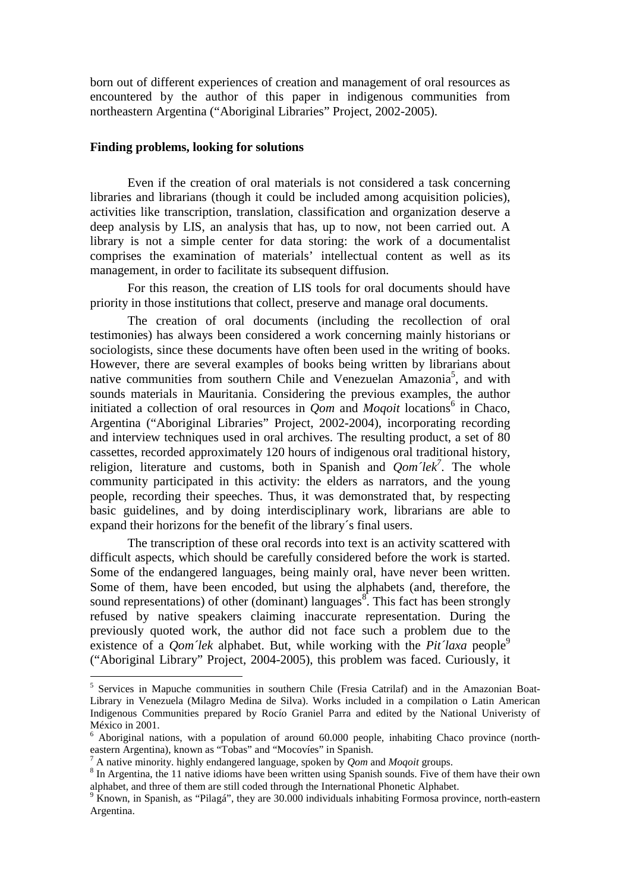born out of different experiences of creation and management of oral resources as encountered by the author of this paper in indigenous communities from northeastern Argentina ("Aboriginal Libraries" Project, 2002-2005).

**Finding problems, looking for solutions**

Even if the creation of oral materials is not considered a task concerning libraries and librarians (though it could be included among acquisition policies), activities like transcription, translation, classification and organization deserve a deep analysis by LIS, an analysis that has, up to now, not been carried out. A library is not a simple center for data storing: the work of a documentalist comprises the examination of materials' intellectual content as well as its management, in order to facilitate its subsequent diffusion.

For this reason, the creation of LIS tools for oral documents should have priority in those institutions that collect, preserve and manage oral documents.

The creation of oral documents (including the recollection of oral testimonies) has always been considered a work concerning mainly historians or sociologists, since these documents have often been used in the writing of books. However, there are several examples of books being written by librarians about native communities from southern Chile and Venezuelan Amazonia[5], and with sounds materials in Mauritania. Considering the previous examples, the author initiated a collection of oral resources in *Qom* and *Moqoit* locations[6] in Chaco, Argentina ("Aboriginal Libraries" Project, 2002-2004), incorporating recording and interview techniques used in oral archives. The resulting product, a set of 80 cassettes, recorded approximately 120 hours of indigenous oral traditional history, religion, literature and customs, both in Spanish and *Qom´lek*[7]. The whole community participated in this activity: the elders as narrators, and the young people, recording their speeches. Thus, it was demonstrated that, by respecting basic guidelines, and by doing interdisciplinary work, librarians are able to expand their horizons for the benefit of the library´s final users.

The transcription of these oral records into text is an activity scattered with difficult aspects, which should be carefully considered before the work is started. Some of the endangered languages, being mainly oral, have never been written. Some of them, have been encoded, but using the alphabets (and, therefore, the sound representations) of other (dominant) languages[8]. This fact has been strongly refused by native speakers claiming inaccurate representation. During the previously quoted work, the author did not face such a problem due to the existence of a *Qom´lek* alphabet. But, while working with the *Pit´laxa* people[9] ("Aboriginal Library" Project, 2004-2005), this problem was faced. Curiously, it

---

[5] Services in Mapuche communities in southern Chile (Fresia Catrilaf) and in the Amazonian Boat-Library in Venezuela (Milagro Medina de Silva). Works included in a compilation o Latin American Indigenous Communities prepared by Rocío Graniel Parra and edited by the National Univeristy of México in 2001.

[6] Aboriginal nations, with a population of around 60.000 people, inhabiting Chaco province (north-eastern Argentina), known as "Tobas" and "Mocovíes" in Spanish.

[7] A native minority. highly endangered language, spoken by *Qom* and *Moqoit* groups.

[8] In Argentina, the 11 native idioms have been written using Spanish sounds. Five of them have their own alphabet, and three of them are still coded through the International Phonetic Alphabet.

[9] Known, in Spanish, as "Pilagá", they are 30.000 individuals inhabiting Formosa province, north-eastern Argentina.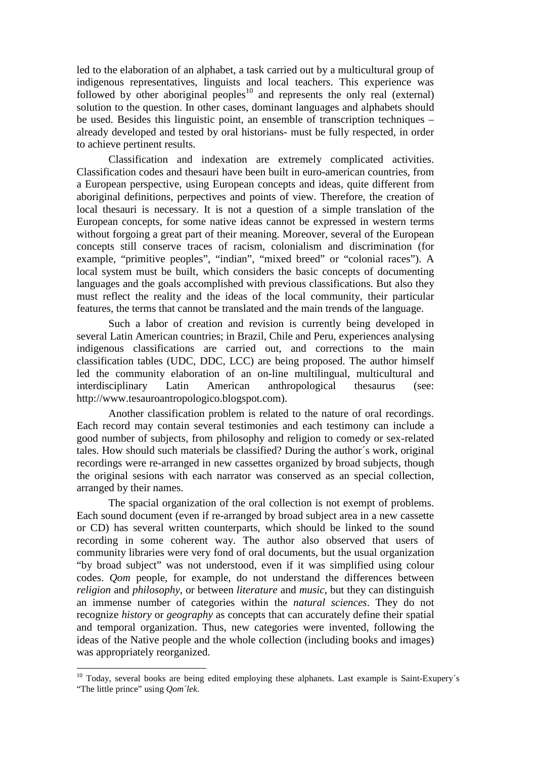led to the elaboration of an alphabet, a task carried out by a multicultural group of indigenous representatives, linguists and local teachers. This experience was followed by other aboriginal peoples[10] and represents the only real (external) solution to the question. In other cases, dominant languages and alphabets should be used. Besides this linguistic point, an ensemble of transcription techniques – already developed and tested by oral historians- must be fully respected, in order to achieve pertinent results.

Classification and indexation are extremely complicated activities. Classification codes and thesauri have been built in euro-american countries, from a European perspective, using European concepts and ideas, quite different from aboriginal definitions, perpectives and points of view. Therefore, the creation of local thesauri is necessary. It is not a question of a simple translation of the European concepts, for some native ideas cannot be expressed in western terms without forgoing a great part of their meaning. Moreover, several of the European concepts still conserve traces of racism, colonialism and discrimination (for example, "primitive peoples", "indian", "mixed breed" or "colonial races"). A local system must be built, which considers the basic concepts of documenting languages and the goals accomplished with previous classifications. But also they must reflect the reality and the ideas of the local community, their particular features, the terms that cannot be translated and the main trends of the language.

Such a labor of creation and revision is currently being developed in several Latin American countries; in Brazil, Chile and Peru, experiences analysing indigenous classifications are carried out, and corrections to the main classification tables (UDC, DDC, LCC) are being proposed. The author himself led the community elaboration of an on-line multilingual, multicultural and interdisciplinary Latin American anthropological thesaurus (see: http://www.tesauroantropologico.blogspot.com).

Another classification problem is related to the nature of oral recordings. Each record may contain several testimonies and each testimony can include a good number of subjects, from philosophy and religion to comedy or sex-related tales. How should such materials be classified? During the author´s work, original recordings were re-arranged in new cassettes organized by broad subjects, though the original sesions with each narrator was conserved as an special collection, arranged by their names.

The spacial organization of the oral collection is not exempt of problems. Each sound document (even if re-arranged by broad subject area in a new cassette or CD) has several written counterparts, which should be linked to the sound recording in some coherent way. The author also observed that users of community libraries were very fond of oral documents, but the usual organization "by broad subject" was not understood, even if it was simplified using colour codes. *Qom* people, for example, do not understand the differences between *religion* and *philosophy*, or between *literature* and *music*, but they can distinguish an immense number of categories within the *natural sciences*. They do not recognize *history* or *geography* as concepts that can accurately define their spatial and temporal organization. Thus, new categories were invented, following the ideas of the Native people and the whole collection (including books and images) was appropriately reorganized.

---

[10] Today, several books are being edited employing these alphanets. Last example is Saint-Exupery´s "The little prince" using *Qom´lek*.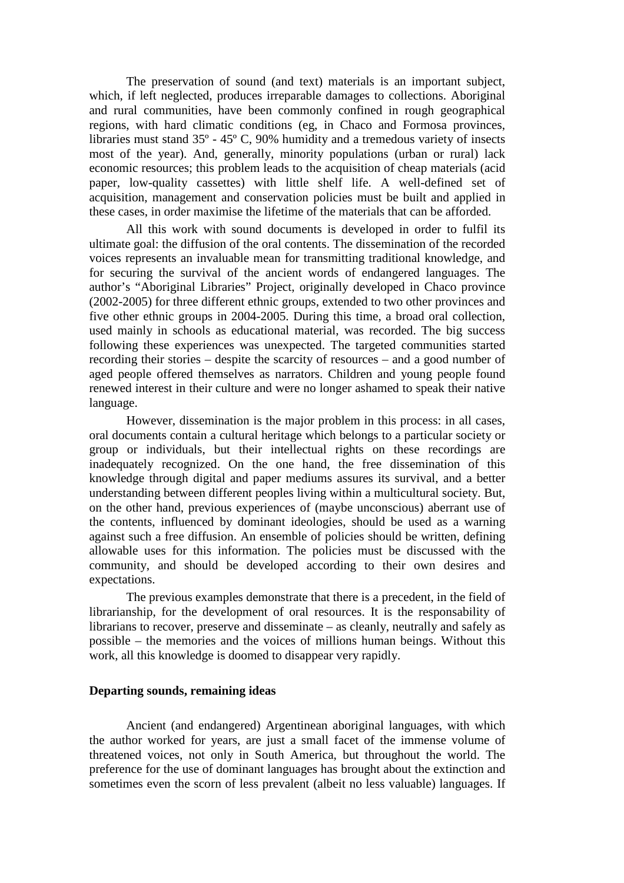The preservation of sound (and text) materials is an important subject, which, if left neglected, produces irreparable damages to collections. Aboriginal and rural communities, have been commonly confined in rough geographical regions, with hard climatic conditions (eg, in Chaco and Formosa provinces, libraries must stand 35º - 45º C, 90% humidity and a tremedous variety of insects most of the year). And, generally, minority populations (urban or rural) lack economic resources; this problem leads to the acquisition of cheap materials (acid paper, low-quality cassettes) with little shelf life. A well-defined set of acquisition, management and conservation policies must be built and applied in these cases, in order maximise the lifetime of the materials that can be afforded.

All this work with sound documents is developed in order to fulfil its ultimate goal: the diffusion of the oral contents. The dissemination of the recorded voices represents an invaluable mean for transmitting traditional knowledge, and for securing the survival of the ancient words of endangered languages. The author's "Aboriginal Libraries" Project, originally developed in Chaco province (2002-2005) for three different ethnic groups, extended to two other provinces and five other ethnic groups in 2004-2005. During this time, a broad oral collection, used mainly in schools as educational material, was recorded. The big success following these experiences was unexpected. The targeted communities started recording their stories – despite the scarcity of resources – and a good number of aged people offered themselves as narrators. Children and young people found renewed interest in their culture and were no longer ashamed to speak their native language.

However, dissemination is the major problem in this process: in all cases, oral documents contain a cultural heritage which belongs to a particular society or group or individuals, but their intellectual rights on these recordings are inadequately recognized. On the one hand, the free dissemination of this knowledge through digital and paper mediums assures its survival, and a better understanding between different peoples living within a multicultural society. But, on the other hand, previous experiences of (maybe unconscious) aberrant use of the contents, influenced by dominant ideologies, should be used as a warning against such a free diffusion. An ensemble of policies should be written, defining allowable uses for this information. The policies must be discussed with the community, and should be developed according to their own desires and expectations.

The previous examples demonstrate that there is a precedent, in the field of librarianship, for the development of oral resources. It is the responsability of librarians to recover, preserve and disseminate – as cleanly, neutrally and safely as possible – the memories and the voices of millions human beings. Without this work, all this knowledge is doomed to disappear very rapidly.

**Departing sounds, remaining ideas**

Ancient (and endangered) Argentinean aboriginal languages, with which the author worked for years, are just a small facet of the immense volume of threatened voices, not only in South America, but throughout the world. The preference for the use of dominant languages has brought about the extinction and sometimes even the scorn of less prevalent (albeit no less valuable) languages. If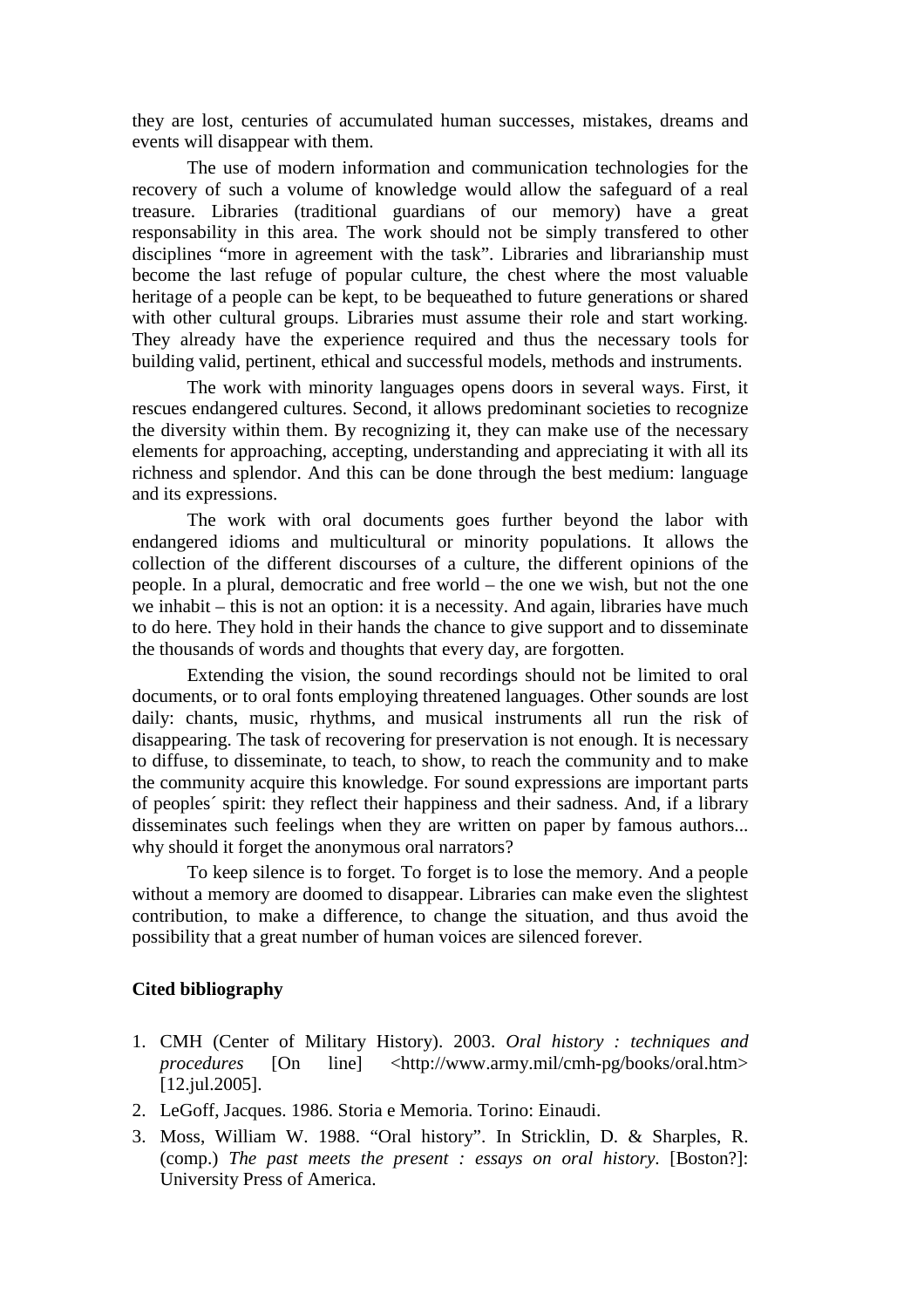they are lost, centuries of accumulated human successes, mistakes, dreams and events will disappear with them.

The use of modern information and communication technologies for the recovery of such a volume of knowledge would allow the safeguard of a real treasure. Libraries (traditional guardians of our memory) have a great responsability in this area. The work should not be simply transfered to other disciplines "more in agreement with the task". Libraries and librarianship must become the last refuge of popular culture, the chest where the most valuable heritage of a people can be kept, to be bequeathed to future generations or shared with other cultural groups. Libraries must assume their role and start working. They already have the experience required and thus the necessary tools for building valid, pertinent, ethical and successful models, methods and instruments.

The work with minority languages opens doors in several ways. First, it rescues endangered cultures. Second, it allows predominant societies to recognize the diversity within them. By recognizing it, they can make use of the necessary elements for approaching, accepting, understanding and appreciating it with all its richness and splendor. And this can be done through the best medium: language and its expressions.

The work with oral documents goes further beyond the labor with endangered idioms and multicultural or minority populations. It allows the collection of the different discourses of a culture, the different opinions of the people. In a plural, democratic and free world – the one we wish, but not the one we inhabit – this is not an option: it is a necessity. And again, libraries have much to do here. They hold in their hands the chance to give support and to disseminate the thousands of words and thoughts that every day, are forgotten.

Extending the vision, the sound recordings should not be limited to oral documents, or to oral fonts employing threatened languages. Other sounds are lost daily: chants, music, rhythms, and musical instruments all run the risk of disappearing. The task of recovering for preservation is not enough. It is necessary to diffuse, to disseminate, to teach, to show, to reach the community and to make the community acquire this knowledge. For sound expressions are important parts of peoples´ spirit: they reflect their happiness and their sadness. And, if a library disseminates such feelings when they are written on paper by famous authors... why should it forget the anonymous oral narrators?

To keep silence is to forget. To forget is to lose the memory. And a people without a memory are doomed to disappear. Libraries can make even the slightest contribution, to make a difference, to change the situation, and thus avoid the possibility that a great number of human voices are silenced forever.

**Cited bibliography**

1. CMH (Center of Military History). 2003. *Oral history : techniques and procedures* [On line] <http://www.army.mil/cmh-pg/books/oral.htm> [12.jul.2005].
2. LeGoff, Jacques. 1986. Storia e Memoria. Torino: Einaudi.
3. Moss, William W. 1988. "Oral history". In Stricklin, D. & Sharples, R. (comp.) *The past meets the present : essays on oral history*. [Boston?]: University Press of America.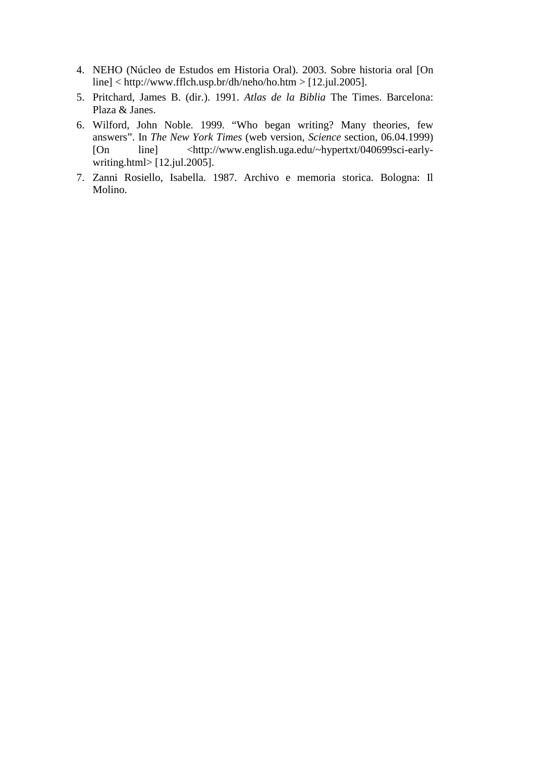4. NEHO (Núcleo de Estudos em Historia Oral). 2003. Sobre historia oral [On line] < http://www.fflch.usp.br/dh/neho/ho.htm > [12.jul.2005].
5. Pritchard, James B. (dir.). 1991. *Atlas de la Biblia* The Times. Barcelona: Plaza & Janes.
6. Wilford, John Noble. 1999. "Who began writing? Many theories, few answers". In *The New York Times* (web version, *Science* section, 06.04.1999) [On line] <http://www.english.uga.edu/~hypertxt/040699sci-early-writing.html> [12.jul.2005].
7. Zanni Rosiello, Isabella. 1987. Archivo e memoria storica. Bologna: Il Molino.